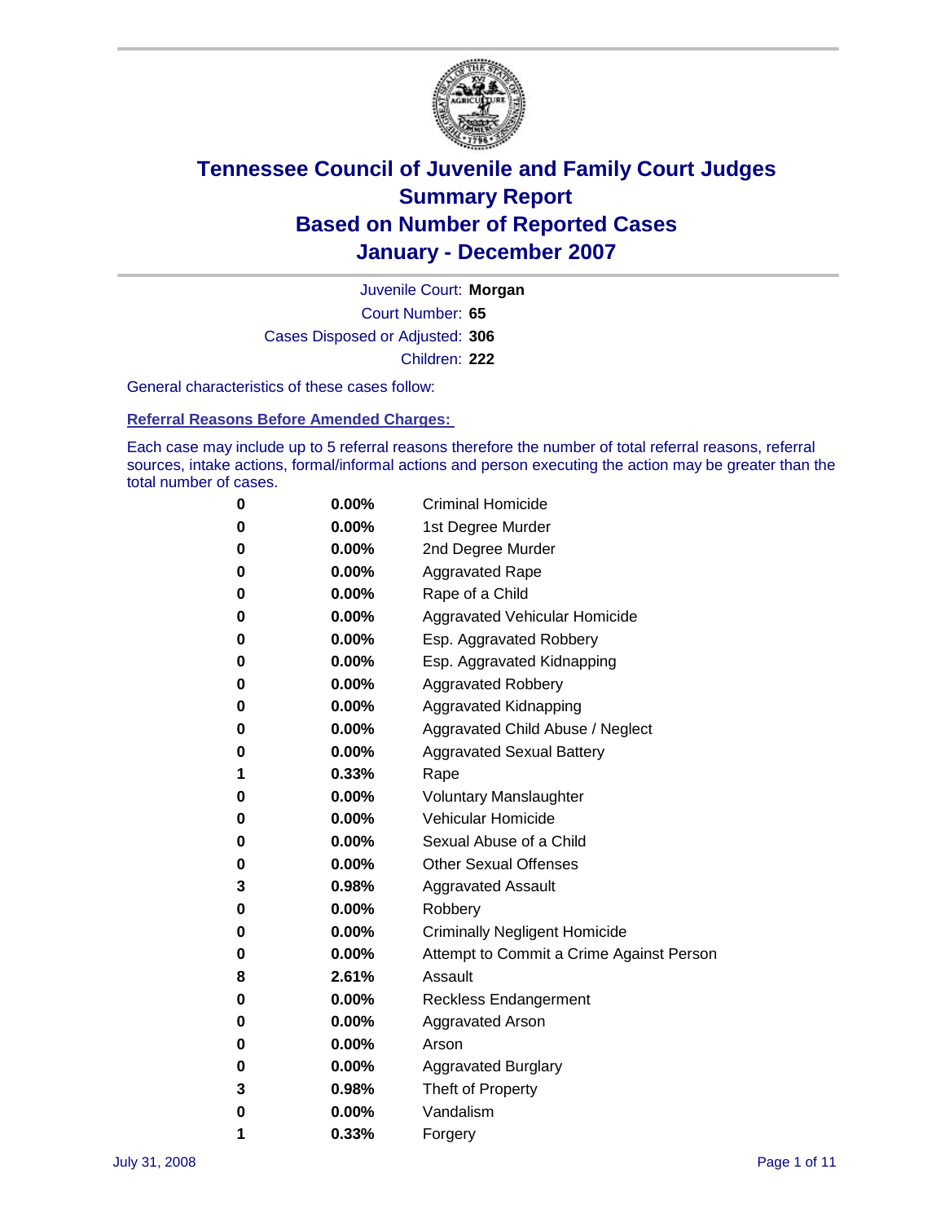# Tennessee Council of Juvenile and Family Court Judges
## Summary Report
## Based on Number of Reported Cases
## January - December 2007

Juvenile Court: **Morgan**

Court Number: **65**

Cases Disposed or Adjusted: **306**

Children: **222**

General characteristics of these cases follow:

### Referral Reasons Before Amended Charges:

Each case may include up to 5 referral reasons therefore the number of total referral reasons, referral sources, intake actions, formal/informal actions and person executing the action may be greater than the total number of cases.

| Count | Percent | Referral Reason |
|---|---|---|
| 0 | 0.00% | Criminal Homicide |
| 0 | 0.00% | 1st Degree Murder |
| 0 | 0.00% | 2nd Degree Murder |
| 0 | 0.00% | Aggravated Rape |
| 0 | 0.00% | Rape of a Child |
| 0 | 0.00% | Aggravated Vehicular Homicide |
| 0 | 0.00% | Esp. Aggravated Robbery |
| 0 | 0.00% | Esp. Aggravated Kidnapping |
| 0 | 0.00% | Aggravated Robbery |
| 0 | 0.00% | Aggravated Kidnapping |
| 0 | 0.00% | Aggravated Child Abuse / Neglect |
| 0 | 0.00% | Aggravated Sexual Battery |
| 1 | 0.33% | Rape |
| 0 | 0.00% | Voluntary Manslaughter |
| 0 | 0.00% | Vehicular Homicide |
| 0 | 0.00% | Sexual Abuse of a Child |
| 0 | 0.00% | Other Sexual Offenses |
| 3 | 0.98% | Aggravated Assault |
| 0 | 0.00% | Robbery |
| 0 | 0.00% | Criminally Negligent Homicide |
| 0 | 0.00% | Attempt to Commit a Crime Against Person |
| 8 | 2.61% | Assault |
| 0 | 0.00% | Reckless Endangerment |
| 0 | 0.00% | Aggravated Arson |
| 0 | 0.00% | Arson |
| 0 | 0.00% | Aggravated Burglary |
| 3 | 0.98% | Theft of Property |
| 0 | 0.00% | Vandalism |
| 1 | 0.33% | Forgery |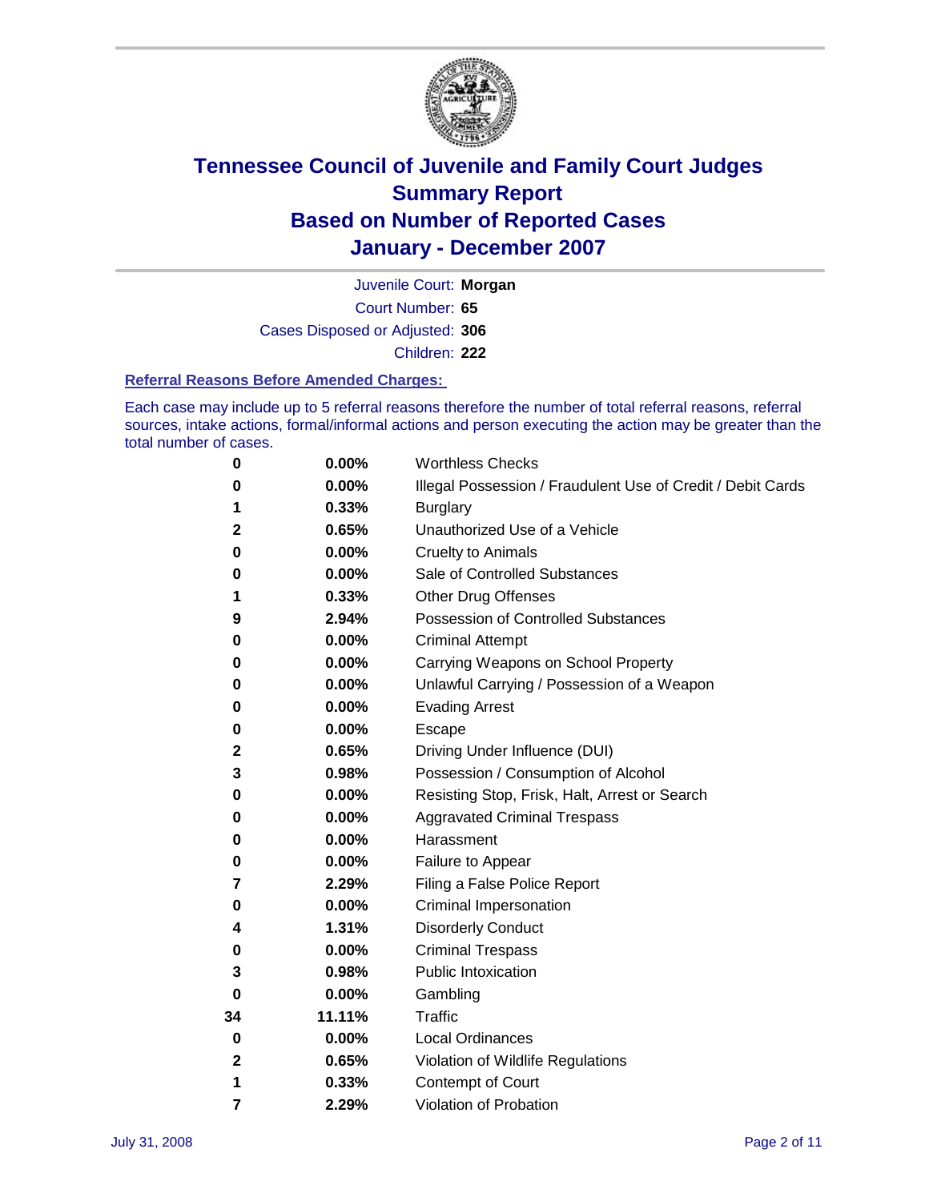# Tennessee Council of Juvenile and Family Court Judges
## Summary Report
## Based on Number of Reported Cases
## January - December 2007

Juvenile Court: **Morgan**

Court Number: **65**

Cases Disposed or Adjusted: **306**

Children: **222**

### Referral Reasons Before Amended Charges:

Each case may include up to 5 referral reasons therefore the number of total referral reasons, referral sources, intake actions, formal/informal actions and person executing the action may be greater than the total number of cases.

| Count | Percent | Referral Reason |
|---|---|---|
| 0 | 0.00% | Worthless Checks |
| 0 | 0.00% | Illegal Possession / Fraudulent Use of Credit / Debit Cards |
| 1 | 0.33% | Burglary |
| 2 | 0.65% | Unauthorized Use of a Vehicle |
| 0 | 0.00% | Cruelty to Animals |
| 0 | 0.00% | Sale of Controlled Substances |
| 1 | 0.33% | Other Drug Offenses |
| 9 | 2.94% | Possession of Controlled Substances |
| 0 | 0.00% | Criminal Attempt |
| 0 | 0.00% | Carrying Weapons on School Property |
| 0 | 0.00% | Unlawful Carrying / Possession of a Weapon |
| 0 | 0.00% | Evading Arrest |
| 0 | 0.00% | Escape |
| 2 | 0.65% | Driving Under Influence (DUI) |
| 3 | 0.98% | Possession / Consumption of Alcohol |
| 0 | 0.00% | Resisting Stop, Frisk, Halt, Arrest or Search |
| 0 | 0.00% | Aggravated Criminal Trespass |
| 0 | 0.00% | Harassment |
| 0 | 0.00% | Failure to Appear |
| 7 | 2.29% | Filing a False Police Report |
| 0 | 0.00% | Criminal Impersonation |
| 4 | 1.31% | Disorderly Conduct |
| 0 | 0.00% | Criminal Trespass |
| 3 | 0.98% | Public Intoxication |
| 0 | 0.00% | Gambling |
| 34 | 11.11% | Traffic |
| 0 | 0.00% | Local Ordinances |
| 2 | 0.65% | Violation of Wildlife Regulations |
| 1 | 0.33% | Contempt of Court |
| 7 | 2.29% | Violation of Probation |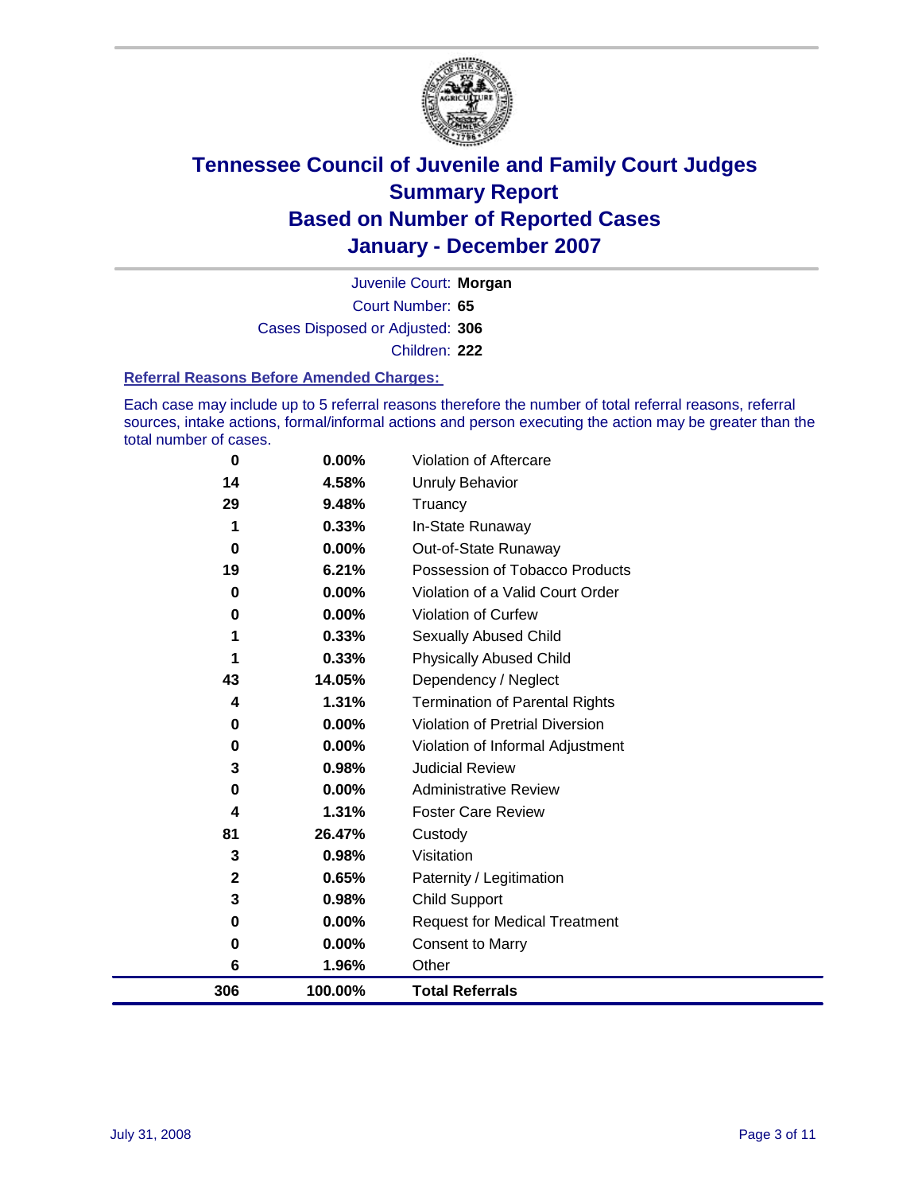# Tennessee Council of Juvenile and Family Court Judges
## Summary Report
## Based on Number of Reported Cases
## January - December 2007

Juvenile Court: **Morgan**

Court Number: **65**

Cases Disposed or Adjusted: **306**

Children: **222**

### Referral Reasons Before Amended Charges:

Each case may include up to 5 referral reasons therefore the number of total referral reasons, referral sources, intake actions, formal/informal actions and person executing the action may be greater than the total number of cases.

| Count | Percent | Referral Reason |
|---|---|---|
| 0 | 0.00% | Violation of Aftercare |
| 14 | 4.58% | Unruly Behavior |
| 29 | 9.48% | Truancy |
| 1 | 0.33% | In-State Runaway |
| 0 | 0.00% | Out-of-State Runaway |
| 19 | 6.21% | Possession of Tobacco Products |
| 0 | 0.00% | Violation of a Valid Court Order |
| 0 | 0.00% | Violation of Curfew |
| 1 | 0.33% | Sexually Abused Child |
| 1 | 0.33% | Physically Abused Child |
| 43 | 14.05% | Dependency / Neglect |
| 4 | 1.31% | Termination of Parental Rights |
| 0 | 0.00% | Violation of Pretrial Diversion |
| 0 | 0.00% | Violation of Informal Adjustment |
| 3 | 0.98% | Judicial Review |
| 0 | 0.00% | Administrative Review |
| 4 | 1.31% | Foster Care Review |
| 81 | 26.47% | Custody |
| 3 | 0.98% | Visitation |
| 2 | 0.65% | Paternity / Legitimation |
| 3 | 0.98% | Child Support |
| 0 | 0.00% | Request for Medical Treatment |
| 0 | 0.00% | Consent to Marry |
| 6 | 1.96% | Other |
| **306** | **100.00%** | **Total Referrals** |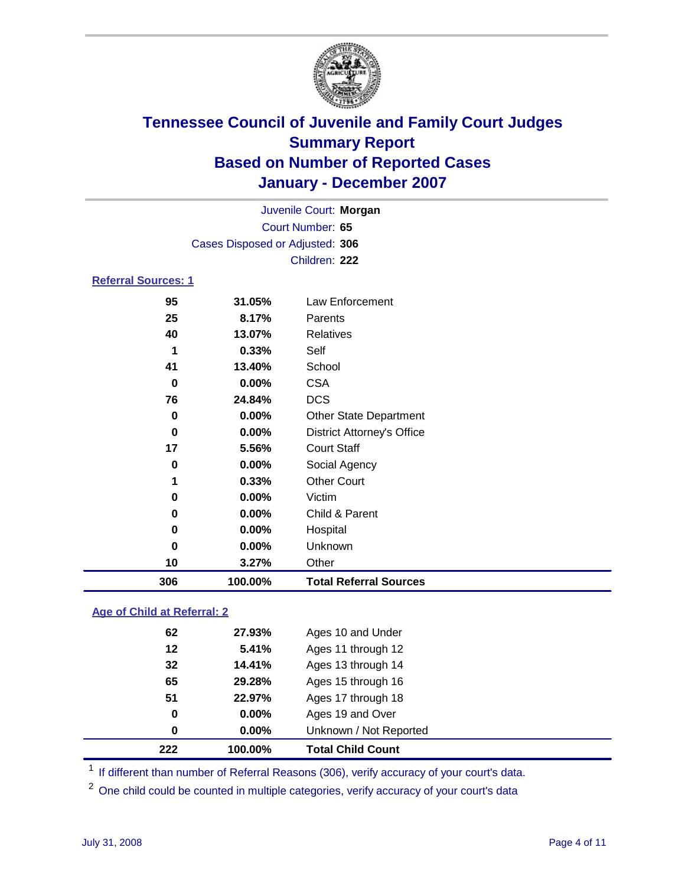# Tennessee Council of Juvenile and Family Court Judges
## Summary Report
## Based on Number of Reported Cases
## January - December 2007

Juvenile Court: **Morgan**
Court Number: **65**
Cases Disposed or Adjusted: **306**
Children: **222**

### Referral Sources: 1

| Count | Percent | Source |
|---|---|---|
| 95 | 31.05% | Law Enforcement |
| 25 | 8.17% | Parents |
| 40 | 13.07% | Relatives |
| 1 | 0.33% | Self |
| 41 | 13.40% | School |
| 0 | 0.00% | CSA |
| 76 | 24.84% | DCS |
| 0 | 0.00% | Other State Department |
| 0 | 0.00% | District Attorney's Office |
| 17 | 5.56% | Court Staff |
| 0 | 0.00% | Social Agency |
| 1 | 0.33% | Other Court |
| 0 | 0.00% | Victim |
| 0 | 0.00% | Child & Parent |
| 0 | 0.00% | Hospital |
| 0 | 0.00% | Unknown |
| 10 | 3.27% | Other |
| **306** | **100.00%** | **Total Referral Sources** |

### Age of Child at Referral: 2

| Count | Percent | Age |
|---|---|---|
| 62 | 27.93% | Ages 10 and Under |
| 12 | 5.41% | Ages 11 through 12 |
| 32 | 14.41% | Ages 13 through 14 |
| 65 | 29.28% | Ages 15 through 16 |
| 51 | 22.97% | Ages 17 through 18 |
| 0 | 0.00% | Ages 19 and Over |
| 0 | 0.00% | Unknown / Not Reported |
| **222** | **100.00%** | **Total Child Count** |

[1] If different than number of Referral Reasons (306), verify accuracy of your court's data.

[2] One child could be counted in multiple categories, verify accuracy of your court's data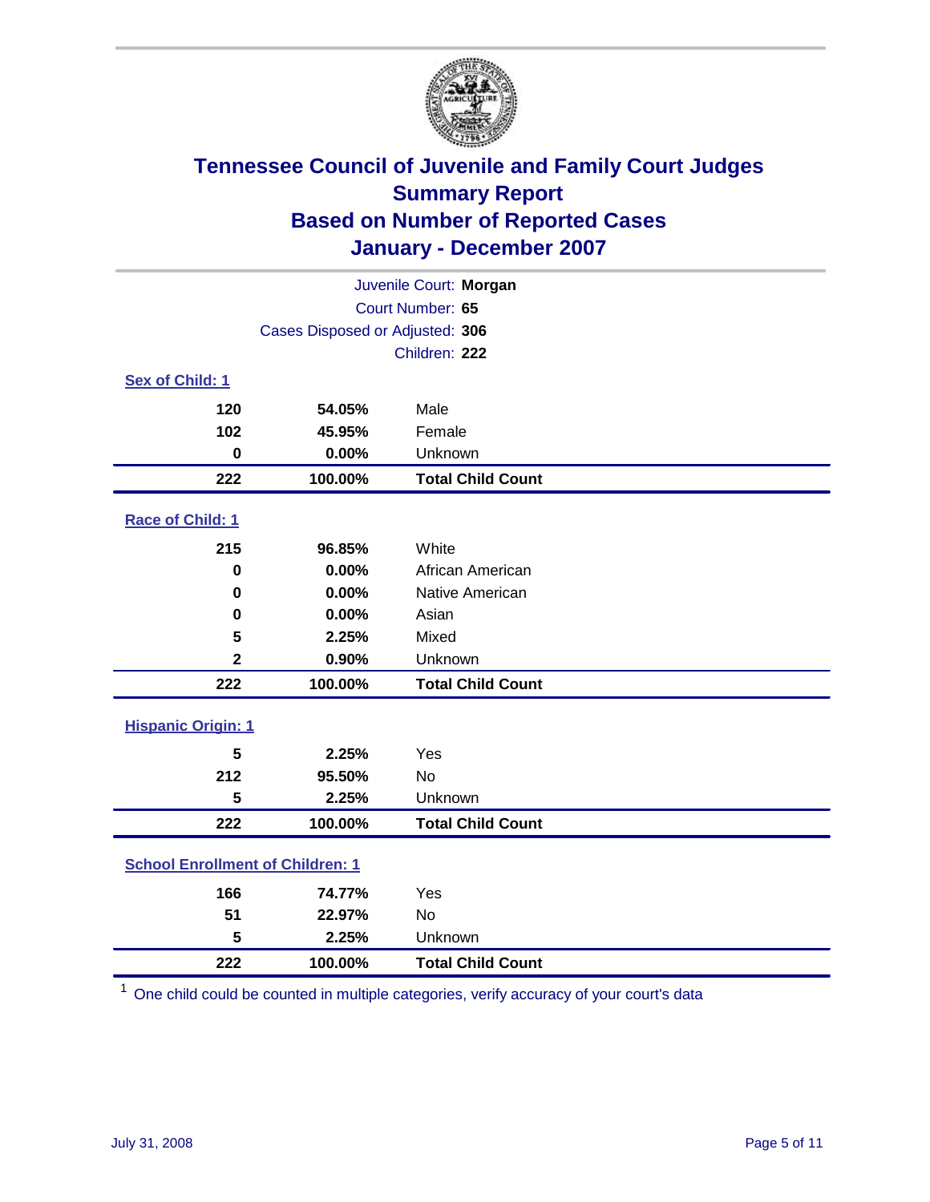# Tennessee Council of Juvenile and Family Court Judges
## Summary Report
## Based on Number of Reported Cases
## January - December 2007

Juvenile Court: **Morgan**
Court Number: **65**
Cases Disposed or Adjusted: **306**
Children: **222**

### Sex of Child: 1

| | | |
|---|---|---|
| 120 | 54.05% | Male |
| 102 | 45.95% | Female |
| 0 | 0.00% | Unknown |
| **222** | **100.00%** | **Total Child Count** |

### Race of Child: 1

| | | |
|---|---|---|
| 215 | 96.85% | White |
| 0 | 0.00% | African American |
| 0 | 0.00% | Native American |
| 0 | 0.00% | Asian |
| 5 | 2.25% | Mixed |
| 2 | 0.90% | Unknown |
| **222** | **100.00%** | **Total Child Count** |

### Hispanic Origin: 1

| | | |
|---|---|---|
| 5 | 2.25% | Yes |
| 212 | 95.50% | No |
| 5 | 2.25% | Unknown |
| **222** | **100.00%** | **Total Child Count** |

### School Enrollment of Children: 1

| | | |
|---|---|---|
| 166 | 74.77% | Yes |
| 51 | 22.97% | No |
| 5 | 2.25% | Unknown |
| **222** | **100.00%** | **Total Child Count** |

[1] One child could be counted in multiple categories, verify accuracy of your court's data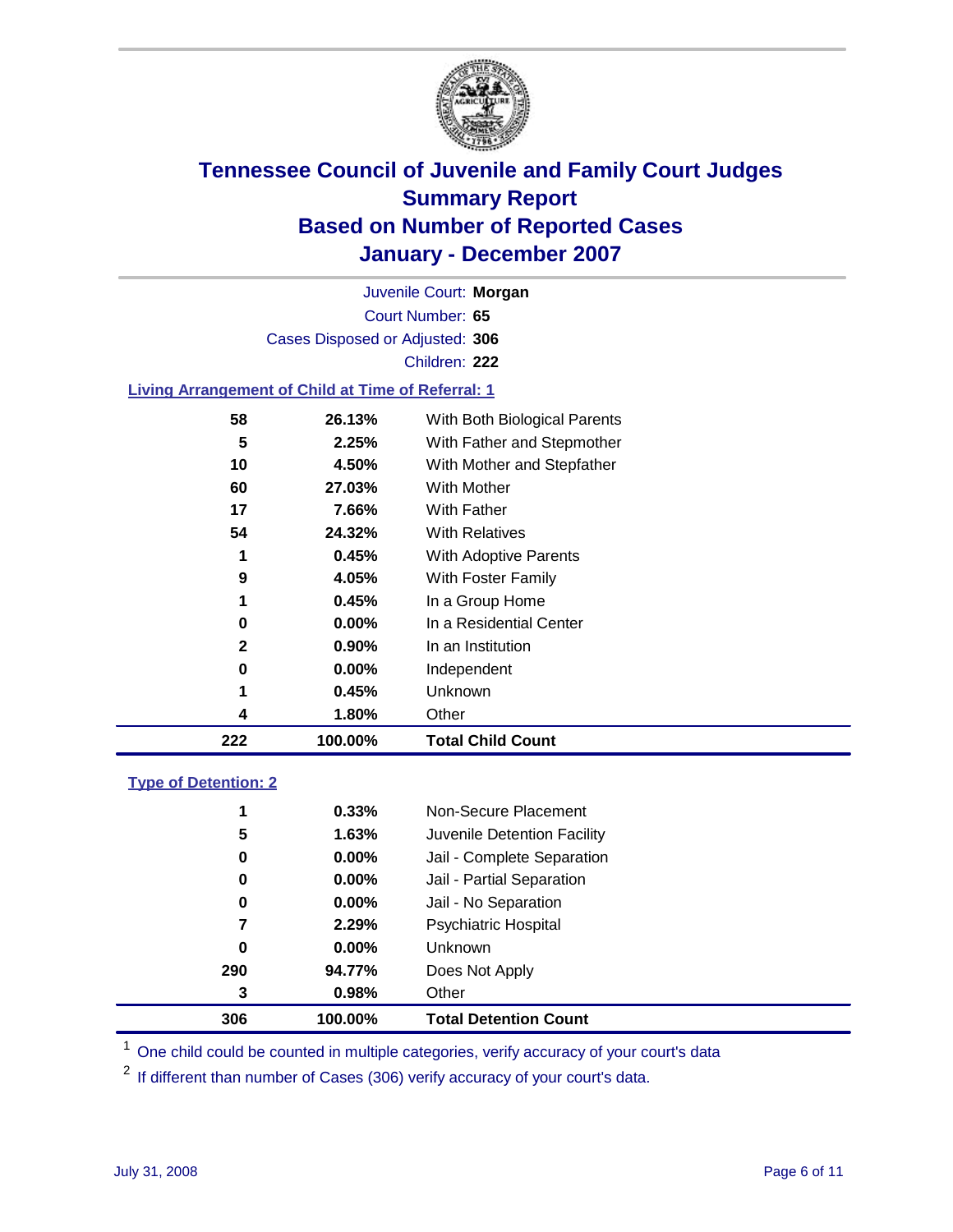# Tennessee Council of Juvenile and Family Court Judges
## Summary Report
## Based on Number of Reported Cases
## January - December 2007

Juvenile Court: **Morgan**
Court Number: **65**
Cases Disposed or Adjusted: **306**
Children: **222**

### Living Arrangement of Child at Time of Referral: 1

| Count | Percent | Category |
|---|---|---|
| 58 | 26.13% | With Both Biological Parents |
| 5 | 2.25% | With Father and Stepmother |
| 10 | 4.50% | With Mother and Stepfather |
| 60 | 27.03% | With Mother |
| 17 | 7.66% | With Father |
| 54 | 24.32% | With Relatives |
| 1 | 0.45% | With Adoptive Parents |
| 9 | 4.05% | With Foster Family |
| 1 | 0.45% | In a Group Home |
| 0 | 0.00% | In a Residential Center |
| 2 | 0.90% | In an Institution |
| 0 | 0.00% | Independent |
| 1 | 0.45% | Unknown |
| 4 | 1.80% | Other |
| **222** | **100.00%** | **Total Child Count** |

### Type of Detention: 2

| Count | Percent | Category |
|---|---|---|
| 1 | 0.33% | Non-Secure Placement |
| 5 | 1.63% | Juvenile Detention Facility |
| 0 | 0.00% | Jail - Complete Separation |
| 0 | 0.00% | Jail - Partial Separation |
| 0 | 0.00% | Jail - No Separation |
| 7 | 2.29% | Psychiatric Hospital |
| 0 | 0.00% | Unknown |
| 290 | 94.77% | Does Not Apply |
| 3 | 0.98% | Other |
| **306** | **100.00%** | **Total Detention Count** |

[1] One child could be counted in multiple categories, verify accuracy of your court's data

[2] If different than number of Cases (306) verify accuracy of your court's data.

July 31, 2008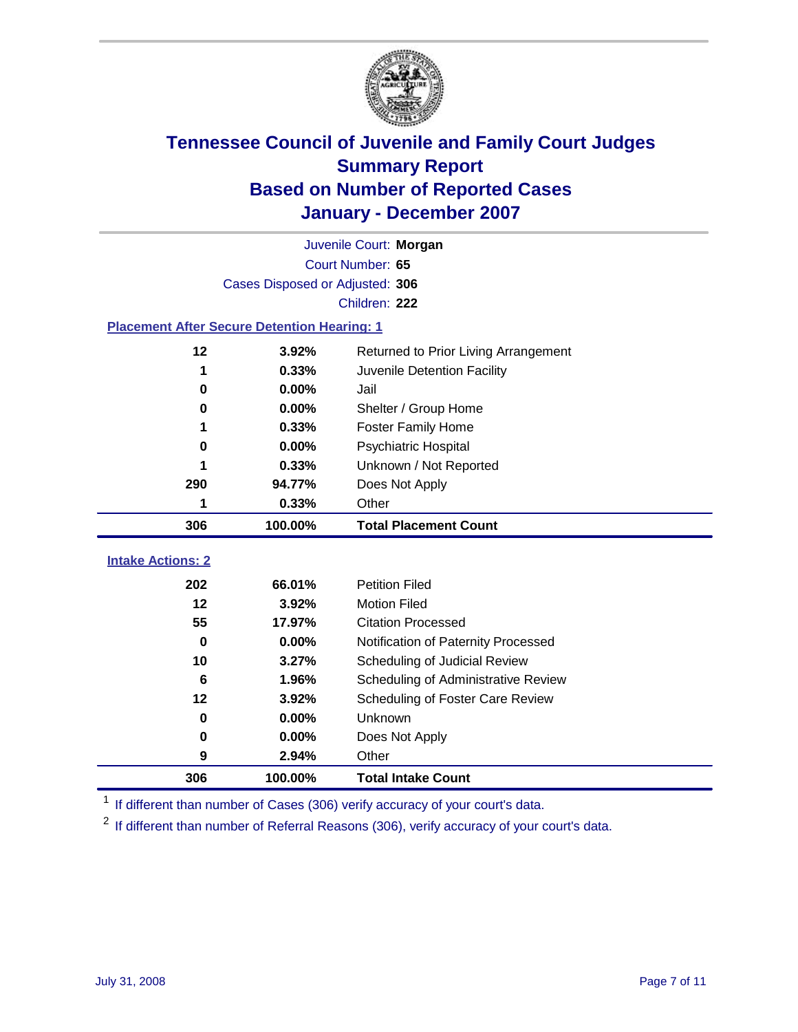# Tennessee Council of Juvenile and Family Court Judges
## Summary Report
## Based on Number of Reported Cases
## January - December 2007

Juvenile Court: **Morgan**
Court Number: **65**
Cases Disposed or Adjusted: **306**
Children: **222**

### Placement After Secure Detention Hearing: 1

| Count | Percent | Placement |
|---|---|---|
| 12 | 3.92% | Returned to Prior Living Arrangement |
| 1 | 0.33% | Juvenile Detention Facility |
| 0 | 0.00% | Jail |
| 0 | 0.00% | Shelter / Group Home |
| 1 | 0.33% | Foster Family Home |
| 0 | 0.00% | Psychiatric Hospital |
| 1 | 0.33% | Unknown / Not Reported |
| 290 | 94.77% | Does Not Apply |
| 1 | 0.33% | Other |
| **306** | **100.00%** | **Total Placement Count** |

### Intake Actions: 2

| Count | Percent | Intake Action |
|---|---|---|
| 202 | 66.01% | Petition Filed |
| 12 | 3.92% | Motion Filed |
| 55 | 17.97% | Citation Processed |
| 0 | 0.00% | Notification of Paternity Processed |
| 10 | 3.27% | Scheduling of Judicial Review |
| 6 | 1.96% | Scheduling of Administrative Review |
| 12 | 3.92% | Scheduling of Foster Care Review |
| 0 | 0.00% | Unknown |
| 0 | 0.00% | Does Not Apply |
| 9 | 2.94% | Other |
| **306** | **100.00%** | **Total Intake Count** |

[1] If different than number of Cases (306) verify accuracy of your court's data.

[2] If different than number of Referral Reasons (306), verify accuracy of your court's data.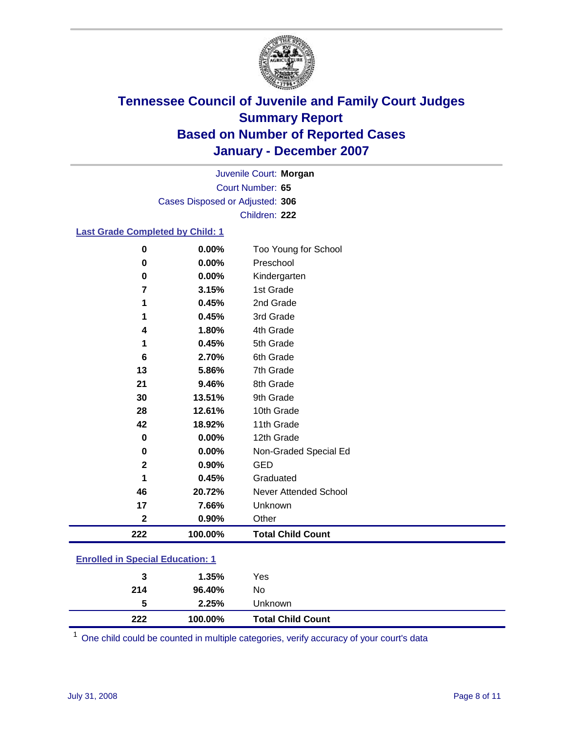# Tennessee Council of Juvenile and Family Court Judges
## Summary Report
## Based on Number of Reported Cases
## January - December 2007

Juvenile Court: **Morgan**
Court Number: **65**
Cases Disposed or Adjusted: **306**
Children: **222**

### Last Grade Completed by Child: 1

| Count | Percent | Category |
|---|---|---|
| 0 | 0.00% | Too Young for School |
| 0 | 0.00% | Preschool |
| 0 | 0.00% | Kindergarten |
| 7 | 3.15% | 1st Grade |
| 1 | 0.45% | 2nd Grade |
| 1 | 0.45% | 3rd Grade |
| 4 | 1.80% | 4th Grade |
| 1 | 0.45% | 5th Grade |
| 6 | 2.70% | 6th Grade |
| 13 | 5.86% | 7th Grade |
| 21 | 9.46% | 8th Grade |
| 30 | 13.51% | 9th Grade |
| 28 | 12.61% | 10th Grade |
| 42 | 18.92% | 11th Grade |
| 0 | 0.00% | 12th Grade |
| 0 | 0.00% | Non-Graded Special Ed |
| 2 | 0.90% | GED |
| 1 | 0.45% | Graduated |
| 46 | 20.72% | Never Attended School |
| 17 | 7.66% | Unknown |
| 2 | 0.90% | Other |
| **222** | **100.00%** | **Total Child Count** |

### Enrolled in Special Education: 1

| Count | Percent | Category |
|---|---|---|
| 3 | 1.35% | Yes |
| 214 | 96.40% | No |
| 5 | 2.25% | Unknown |
| **222** | **100.00%** | **Total Child Count** |

[1] One child could be counted in multiple categories, verify accuracy of your court's data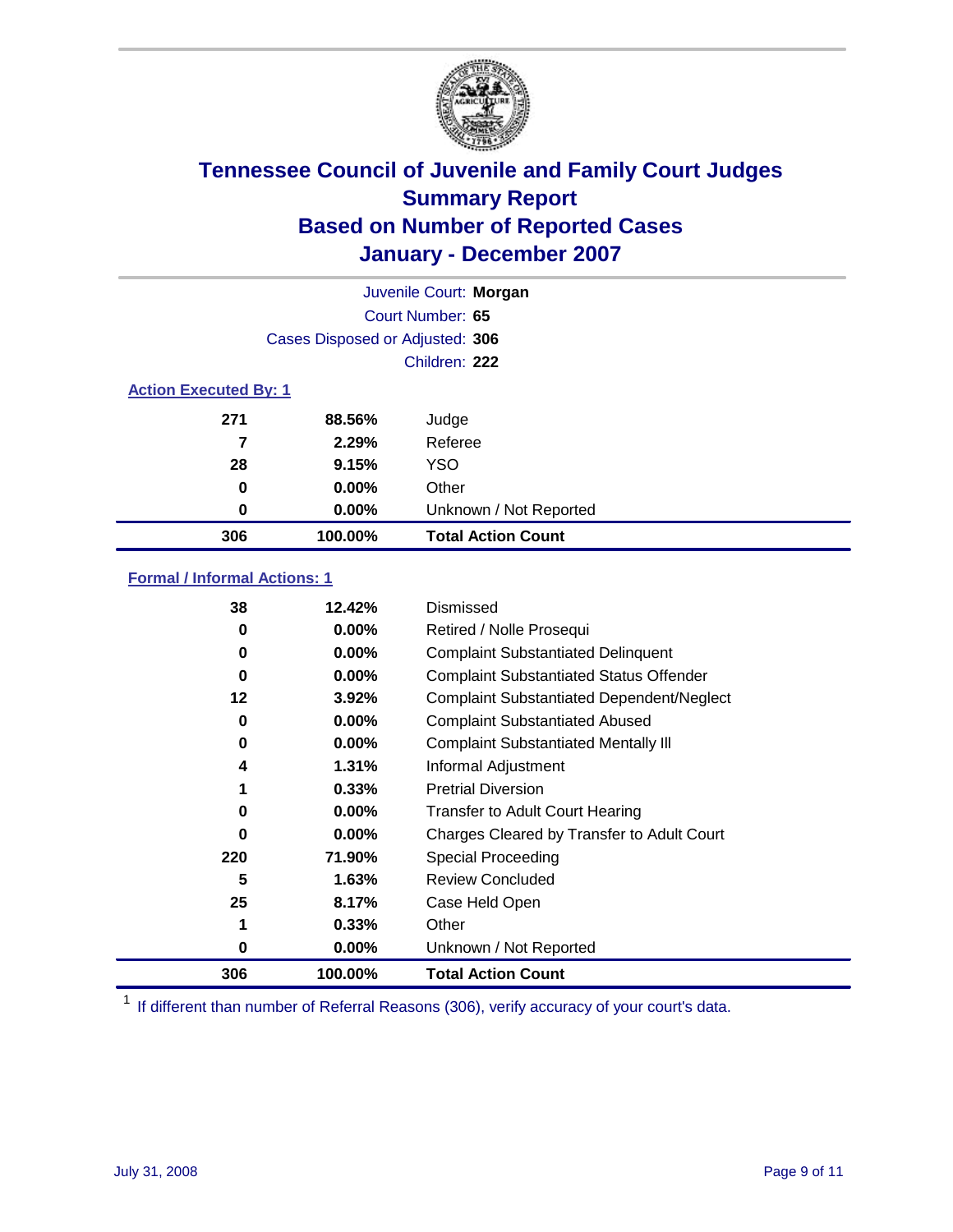# Tennessee Council of Juvenile and Family Court Judges
## Summary Report
## Based on Number of Reported Cases
## January - December 2007

Juvenile Court: **Morgan**
Court Number: **65**
Cases Disposed or Adjusted: **306**
Children: **222**

### Action Executed By: 1

| | | |
|---|---|---|
| 271 | 88.56% | Judge |
| 7 | 2.29% | Referee |
| 28 | 9.15% | YSO |
| 0 | 0.00% | Other |
| 0 | 0.00% | Unknown / Not Reported |
| **306** | **100.00%** | **Total Action Count** |

### Formal / Informal Actions: 1

| | | |
|---|---|---|
| 38 | 12.42% | Dismissed |
| 0 | 0.00% | Retired / Nolle Prosequi |
| 0 | 0.00% | Complaint Substantiated Delinquent |
| 0 | 0.00% | Complaint Substantiated Status Offender |
| 12 | 3.92% | Complaint Substantiated Dependent/Neglect |
| 0 | 0.00% | Complaint Substantiated Abused |
| 0 | 0.00% | Complaint Substantiated Mentally Ill |
| 4 | 1.31% | Informal Adjustment |
| 1 | 0.33% | Pretrial Diversion |
| 0 | 0.00% | Transfer to Adult Court Hearing |
| 0 | 0.00% | Charges Cleared by Transfer to Adult Court |
| 220 | 71.90% | Special Proceeding |
| 5 | 1.63% | Review Concluded |
| 25 | 8.17% | Case Held Open |
| 1 | 0.33% | Other |
| 0 | 0.00% | Unknown / Not Reported |
| **306** | **100.00%** | **Total Action Count** |

[1] If different than number of Referral Reasons (306), verify accuracy of your court's data.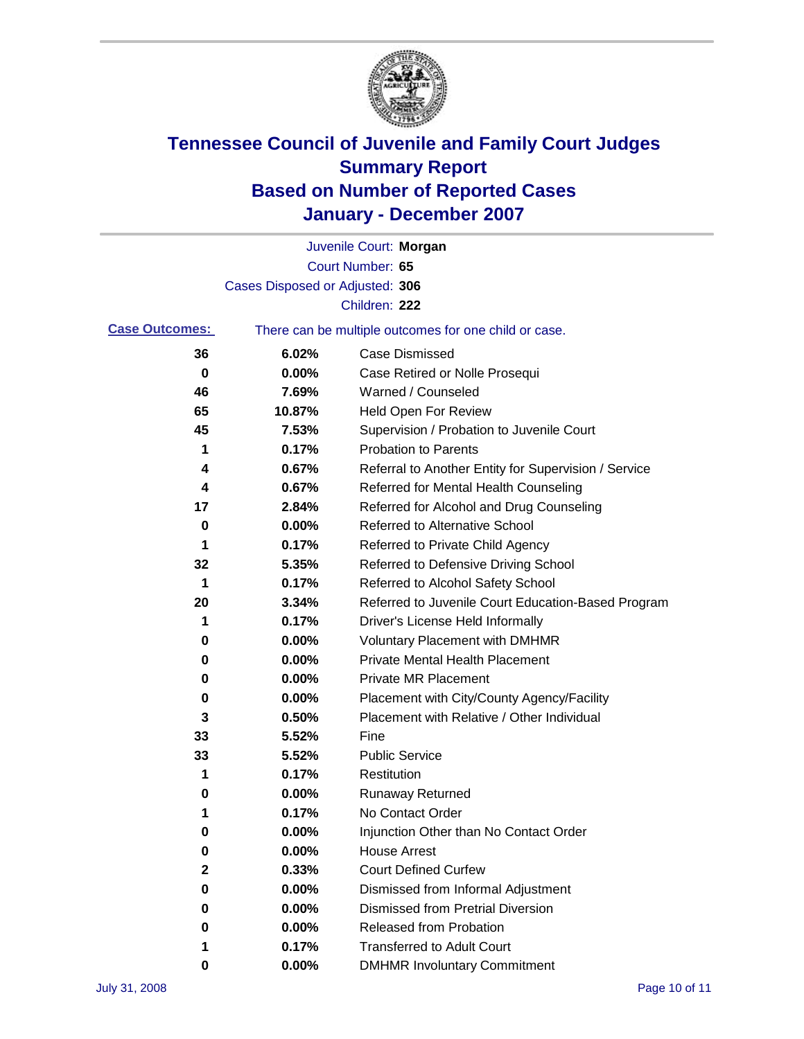# Tennessee Council of Juvenile and Family Court Judges
## Summary Report
## Based on Number of Reported Cases
## January - December 2007

Juvenile Court: **Morgan**
Court Number: **65**
Cases Disposed or Adjusted: **306**
Children: **222**

**Case Outcomes:** There can be multiple outcomes for one child or case.

| Count | Percent | Outcome |
|---|---|---|
| 36 | 6.02% | Case Dismissed |
| 0 | 0.00% | Case Retired or Nolle Prosequi |
| 46 | 7.69% | Warned / Counseled |
| 65 | 10.87% | Held Open For Review |
| 45 | 7.53% | Supervision / Probation to Juvenile Court |
| 1 | 0.17% | Probation to Parents |
| 4 | 0.67% | Referral to Another Entity for Supervision / Service |
| 4 | 0.67% | Referred for Mental Health Counseling |
| 17 | 2.84% | Referred for Alcohol and Drug Counseling |
| 0 | 0.00% | Referred to Alternative School |
| 1 | 0.17% | Referred to Private Child Agency |
| 32 | 5.35% | Referred to Defensive Driving School |
| 1 | 0.17% | Referred to Alcohol Safety School |
| 20 | 3.34% | Referred to Juvenile Court Education-Based Program |
| 1 | 0.17% | Driver's License Held Informally |
| 0 | 0.00% | Voluntary Placement with DMHMR |
| 0 | 0.00% | Private Mental Health Placement |
| 0 | 0.00% | Private MR Placement |
| 0 | 0.00% | Placement with City/County Agency/Facility |
| 3 | 0.50% | Placement with Relative / Other Individual |
| 33 | 5.52% | Fine |
| 33 | 5.52% | Public Service |
| 1 | 0.17% | Restitution |
| 0 | 0.00% | Runaway Returned |
| 1 | 0.17% | No Contact Order |
| 0 | 0.00% | Injunction Other than No Contact Order |
| 0 | 0.00% | House Arrest |
| 2 | 0.33% | Court Defined Curfew |
| 0 | 0.00% | Dismissed from Informal Adjustment |
| 0 | 0.00% | Dismissed from Pretrial Diversion |
| 0 | 0.00% | Released from Probation |
| 1 | 0.17% | Transferred to Adult Court |
| 0 | 0.00% | DMHMR Involuntary Commitment |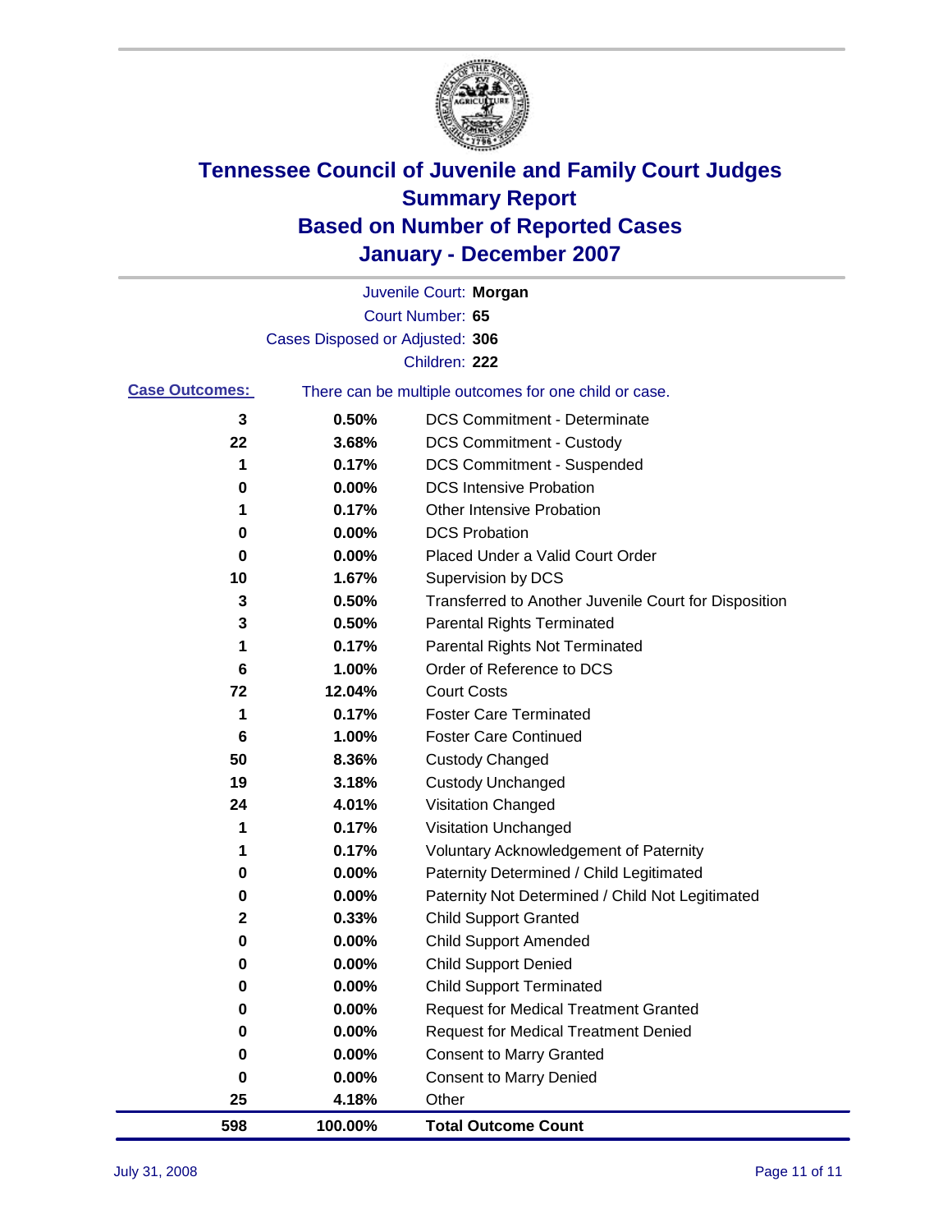# Tennessee Council of Juvenile and Family Court Judges
## Summary Report
## Based on Number of Reported Cases
## January - December 2007

Juvenile Court: **Morgan**

Court Number: **65**

Cases Disposed or Adjusted: **306**

Children: **222**

**Case Outcomes:** There can be multiple outcomes for one child or case.

| | | |
|---|---|---|
| 3 | 0.50% | DCS Commitment - Determinate |
| 22 | 3.68% | DCS Commitment - Custody |
| 1 | 0.17% | DCS Commitment - Suspended |
| 0 | 0.00% | DCS Intensive Probation |
| 1 | 0.17% | Other Intensive Probation |
| 0 | 0.00% | DCS Probation |
| 0 | 0.00% | Placed Under a Valid Court Order |
| 10 | 1.67% | Supervision by DCS |
| 3 | 0.50% | Transferred to Another Juvenile Court for Disposition |
| 3 | 0.50% | Parental Rights Terminated |
| 1 | 0.17% | Parental Rights Not Terminated |
| 6 | 1.00% | Order of Reference to DCS |
| 72 | 12.04% | Court Costs |
| 1 | 0.17% | Foster Care Terminated |
| 6 | 1.00% | Foster Care Continued |
| 50 | 8.36% | Custody Changed |
| 19 | 3.18% | Custody Unchanged |
| 24 | 4.01% | Visitation Changed |
| 1 | 0.17% | Visitation Unchanged |
| 1 | 0.17% | Voluntary Acknowledgement of Paternity |
| 0 | 0.00% | Paternity Determined / Child Legitimated |
| 0 | 0.00% | Paternity Not Determined / Child Not Legitimated |
| 2 | 0.33% | Child Support Granted |
| 0 | 0.00% | Child Support Amended |
| 0 | 0.00% | Child Support Denied |
| 0 | 0.00% | Child Support Terminated |
| 0 | 0.00% | Request for Medical Treatment Granted |
| 0 | 0.00% | Request for Medical Treatment Denied |
| 0 | 0.00% | Consent to Marry Granted |
| 0 | 0.00% | Consent to Marry Denied |
| 25 | 4.18% | Other |
| **598** | **100.00%** | **Total Outcome Count** |

July 31, 2008